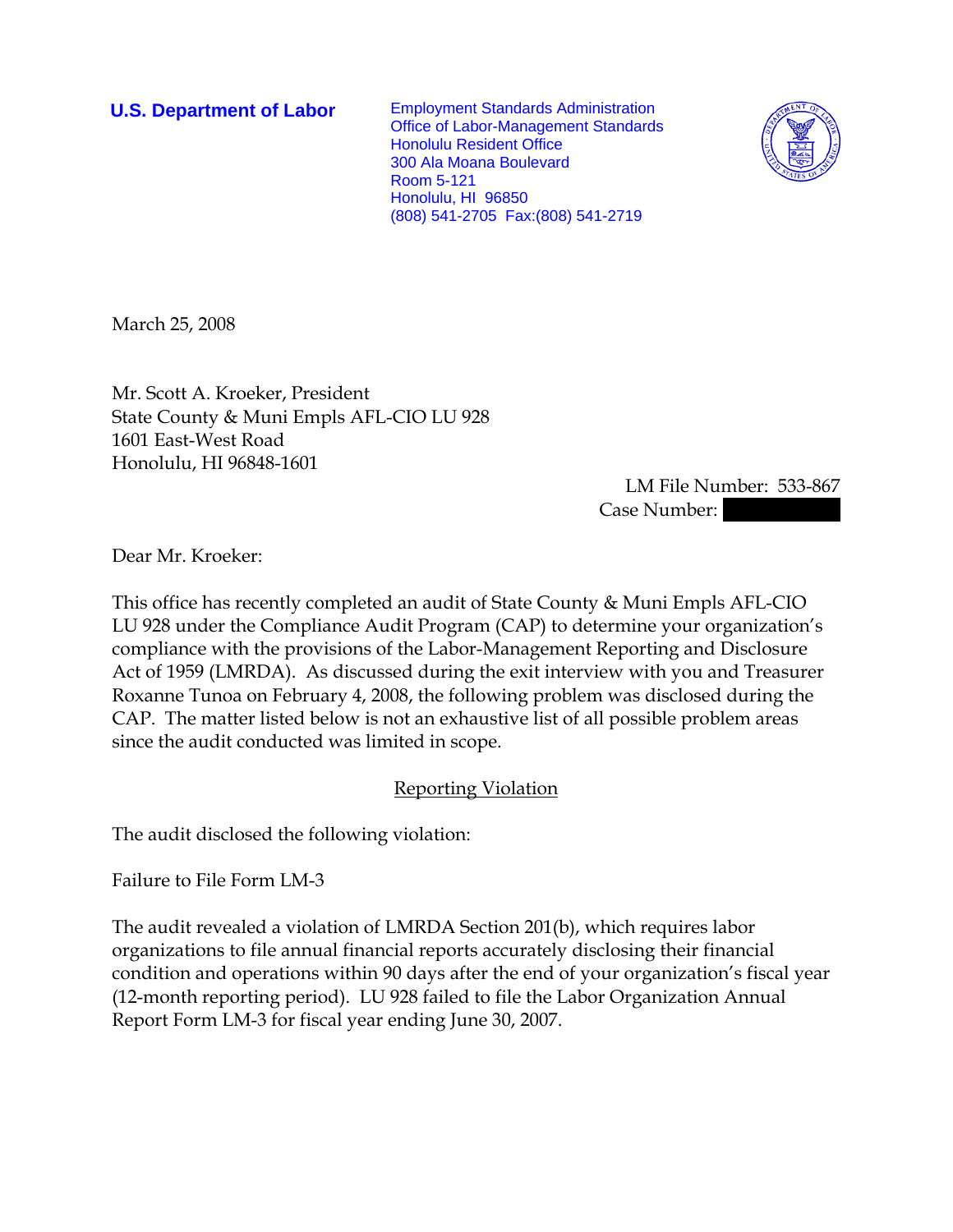**U.S. Department of Labor**

Employment Standards Administration
Office of Labor-Management Standards
Honolulu Resident Office
300 Ala Moana Boulevard
Room 5-121
Honolulu, HI 96850
(808) 541-2705 Fax:(808) 541-2719

March 25, 2008

Mr. Scott A. Kroeker, President
State County & Muni Empls AFL-CIO LU 928
1601 East-West Road
Honolulu, HI 96848-1601

LM File Number: 533-867
Case Number:

Dear Mr. Kroeker:

This office has recently completed an audit of State County & Muni Empls AFL-CIO LU 928 under the Compliance Audit Program (CAP) to determine your organization's compliance with the provisions of the Labor-Management Reporting and Disclosure Act of 1959 (LMRDA). As discussed during the exit interview with you and Treasurer Roxanne Tunoa on February 4, 2008, the following problem was disclosed during the CAP. The matter listed below is not an exhaustive list of all possible problem areas since the audit conducted was limited in scope.

## Reporting Violation

The audit disclosed the following violation:

Failure to File Form LM-3

The audit revealed a violation of LMRDA Section 201(b), which requires labor organizations to file annual financial reports accurately disclosing their financial condition and operations within 90 days after the end of your organization's fiscal year (12-month reporting period). LU 928 failed to file the Labor Organization Annual Report Form LM-3 for fiscal year ending June 30, 2007.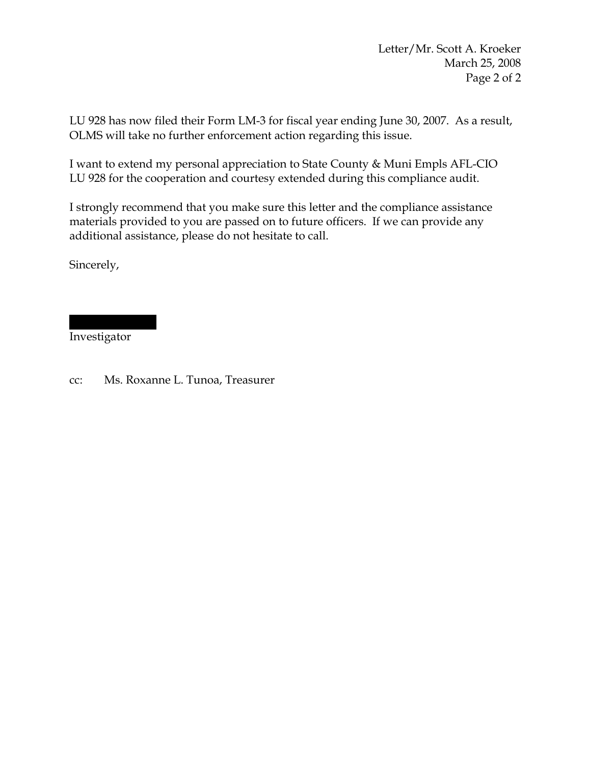LU 928 has now filed their Form LM-3 for fiscal year ending June 30, 2007. As a result, OLMS will take no further enforcement action regarding this issue.

I want to extend my personal appreciation to State County & Muni Empls AFL-CIO LU 928 for the cooperation and courtesy extended during this compliance audit.

I strongly recommend that you make sure this letter and the compliance assistance materials provided to you are passed on to future officers. If we can provide any additional assistance, please do not hesitate to call.

Sincerely,

Investigator

cc: Ms. Roxanne L. Tunoa, Treasurer